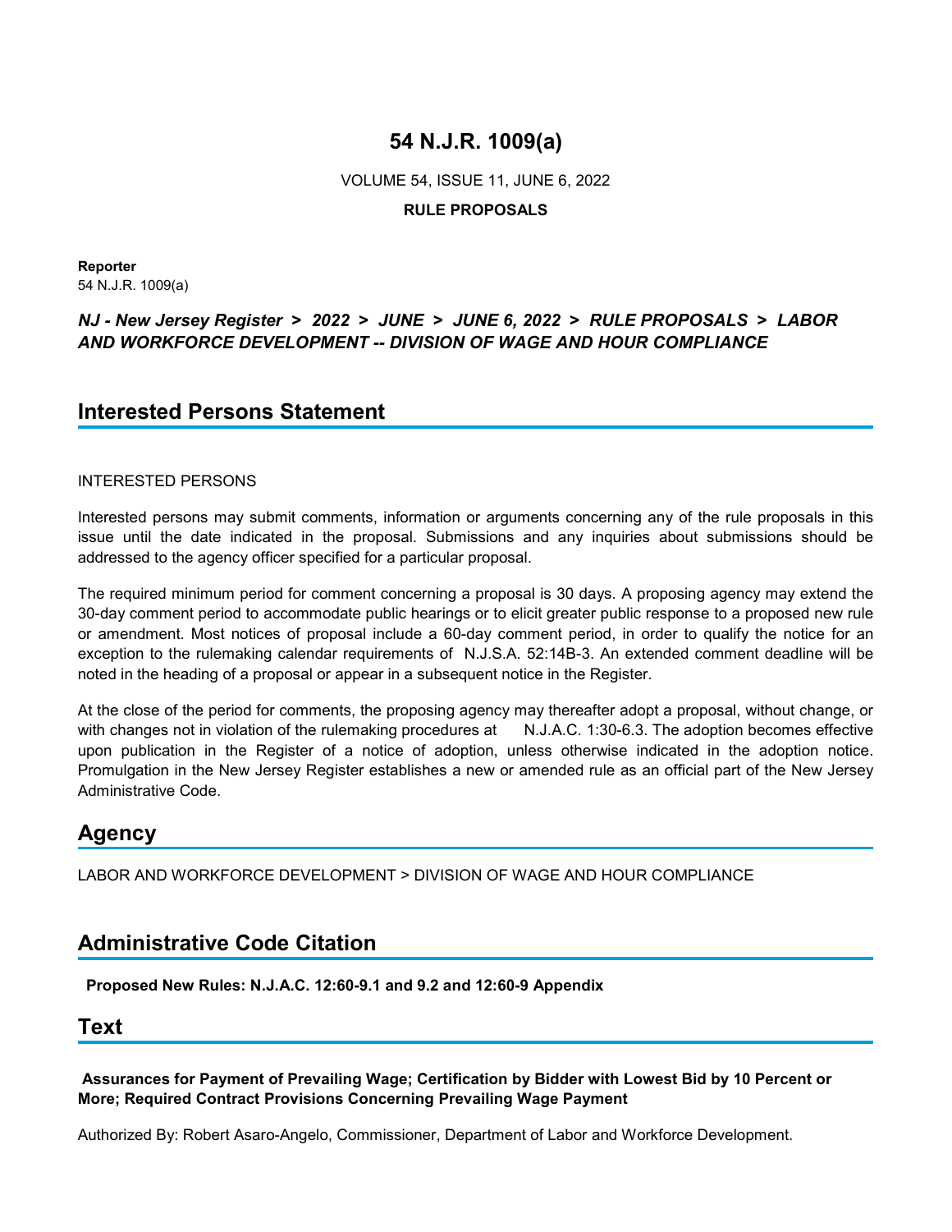# 54 N.J.R. 1009(a)

VOLUME 54, ISSUE 11, JUNE 6, 2022

**RULE PROPOSALS**

**Reporter**
54 N.J.R. 1009(a)

***NJ - New Jersey Register > 2022 > JUNE > JUNE 6, 2022 > RULE PROPOSALS > LABOR AND WORKFORCE DEVELOPMENT -- DIVISION OF WAGE AND HOUR COMPLIANCE***

## Interested Persons Statement

INTERESTED PERSONS

Interested persons may submit comments, information or arguments concerning any of the rule proposals in this issue until the date indicated in the proposal. Submissions and any inquiries about submissions should be addressed to the agency officer specified for a particular proposal.

The required minimum period for comment concerning a proposal is 30 days. A proposing agency may extend the 30-day comment period to accommodate public hearings or to elicit greater public response to a proposed new rule or amendment. Most notices of proposal include a 60-day comment period, in order to qualify the notice for an exception to the rulemaking calendar requirements of N.J.S.A. 52:14B-3. An extended comment deadline will be noted in the heading of a proposal or appear in a subsequent notice in the Register.

At the close of the period for comments, the proposing agency may thereafter adopt a proposal, without change, or with changes not in violation of the rulemaking procedures at N.J.A.C. 1:30-6.3. The adoption becomes effective upon publication in the Register of a notice of adoption, unless otherwise indicated in the adoption notice. Promulgation in the New Jersey Register establishes a new or amended rule as an official part of the New Jersey Administrative Code.

## Agency

LABOR AND WORKFORCE DEVELOPMENT > DIVISION OF WAGE AND HOUR COMPLIANCE

## Administrative Code Citation

**Proposed New Rules: N.J.A.C. 12:60-9.1 and 9.2 and 12:60-9 Appendix**

## Text

**Assurances for Payment of Prevailing Wage; Certification by Bidder with Lowest Bid by 10 Percent or More; Required Contract Provisions Concerning Prevailing Wage Payment**

Authorized By: Robert Asaro-Angelo, Commissioner, Department of Labor and Workforce Development.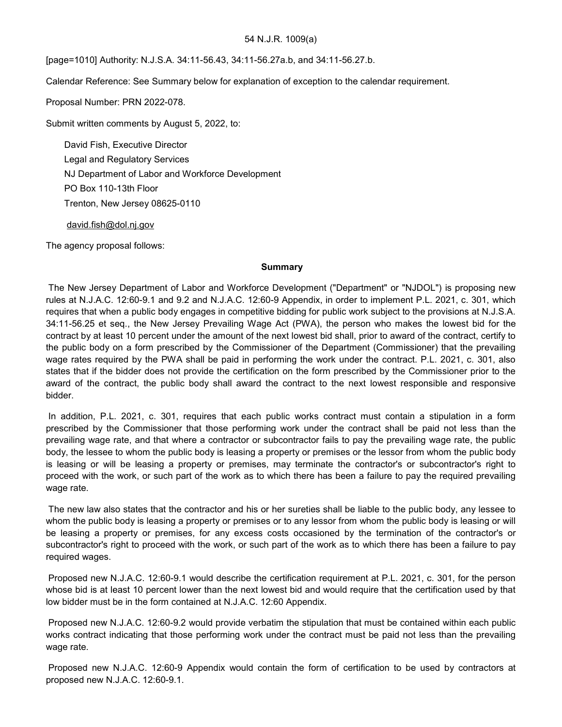54 N.J.R. 1009(a)

[page=1010] Authority: N.J.S.A. 34:11-56.43, 34:11-56.27a.b, and 34:11-56.27.b.

Calendar Reference: See Summary below for explanation of exception to the calendar requirement.

Proposal Number: PRN 2022-078.

Submit written comments by August 5, 2022, to:

David Fish, Executive Director
Legal and Regulatory Services
NJ Department of Labor and Workforce Development
PO Box 110-13th Floor
Trenton, New Jersey 08625-0110

david.fish@dol.nj.gov

The agency proposal follows:

**Summary**

The New Jersey Department of Labor and Workforce Development ("Department" or "NJDOL") is proposing new rules at N.J.A.C. 12:60-9.1 and 9.2 and N.J.A.C. 12:60-9 Appendix, in order to implement P.L. 2021, c. 301, which requires that when a public body engages in competitive bidding for public work subject to the provisions at N.J.S.A. 34:11-56.25 et seq., the New Jersey Prevailing Wage Act (PWA), the person who makes the lowest bid for the contract by at least 10 percent under the amount of the next lowest bid shall, prior to award of the contract, certify to the public body on a form prescribed by the Commissioner of the Department (Commissioner) that the prevailing wage rates required by the PWA shall be paid in performing the work under the contract. P.L. 2021, c. 301, also states that if the bidder does not provide the certification on the form prescribed by the Commissioner prior to the award of the contract, the public body shall award the contract to the next lowest responsible and responsive bidder.

In addition, P.L. 2021, c. 301, requires that each public works contract must contain a stipulation in a form prescribed by the Commissioner that those performing work under the contract shall be paid not less than the prevailing wage rate, and that where a contractor or subcontractor fails to pay the prevailing wage rate, the public body, the lessee to whom the public body is leasing a property or premises or the lessor from whom the public body is leasing or will be leasing a property or premises, may terminate the contractor's or subcontractor's right to proceed with the work, or such part of the work as to which there has been a failure to pay the required prevailing wage rate.

The new law also states that the contractor and his or her sureties shall be liable to the public body, any lessee to whom the public body is leasing a property or premises or to any lessor from whom the public body is leasing or will be leasing a property or premises, for any excess costs occasioned by the termination of the contractor's or subcontractor's right to proceed with the work, or such part of the work as to which there has been a failure to pay required wages.

Proposed new N.J.A.C. 12:60-9.1 would describe the certification requirement at P.L. 2021, c. 301, for the person whose bid is at least 10 percent lower than the next lowest bid and would require that the certification used by that low bidder must be in the form contained at N.J.A.C. 12:60 Appendix.

Proposed new N.J.A.C. 12:60-9.2 would provide verbatim the stipulation that must be contained within each public works contract indicating that those performing work under the contract must be paid not less than the prevailing wage rate.

Proposed new N.J.A.C. 12:60-9 Appendix would contain the form of certification to be used by contractors at proposed new N.J.A.C. 12:60-9.1.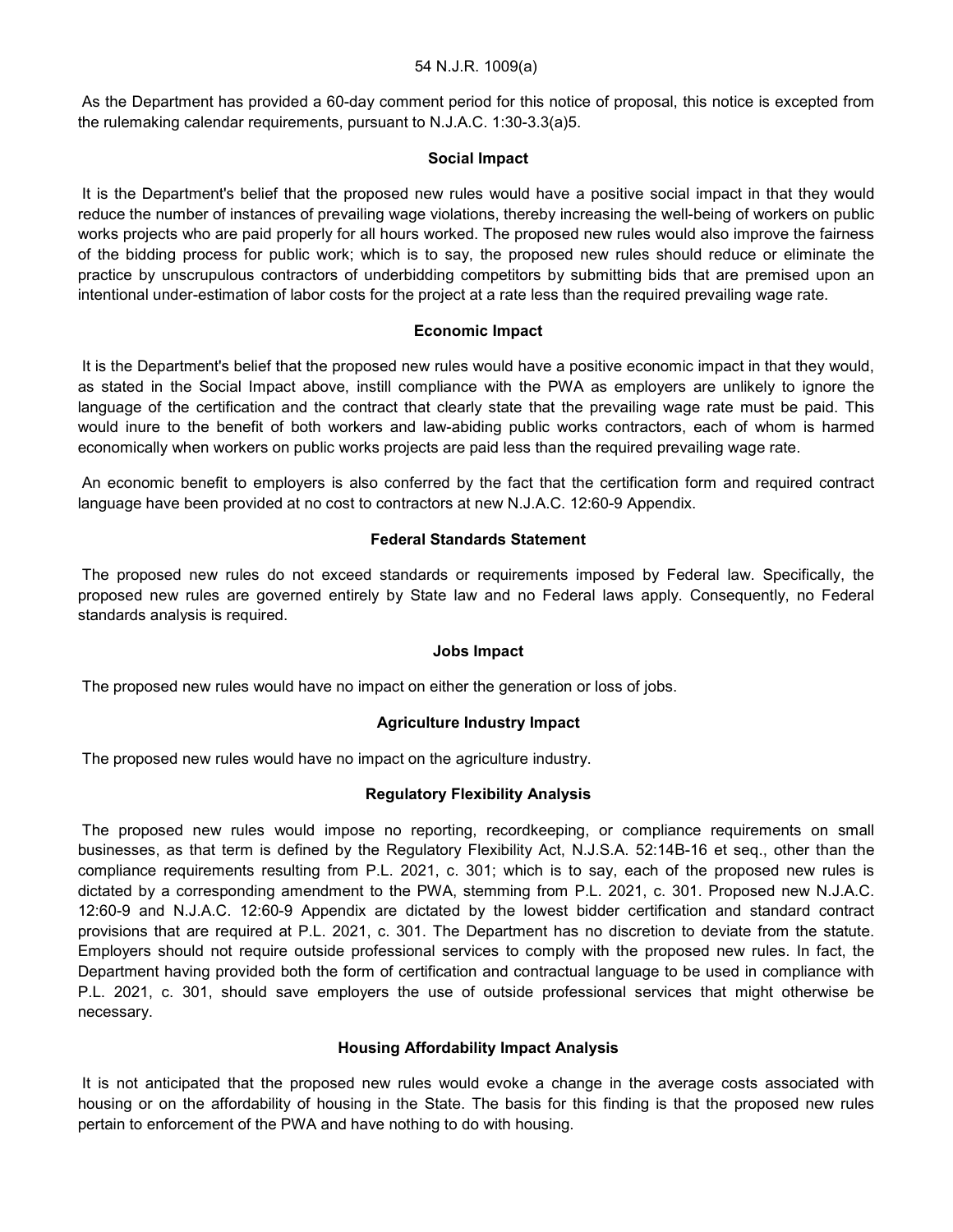As the Department has provided a 60-day comment period for this notice of proposal, this notice is excepted from the rulemaking calendar requirements, pursuant to N.J.A.C. 1:30-3.3(a)5.

### Social Impact

It is the Department's belief that the proposed new rules would have a positive social impact in that they would reduce the number of instances of prevailing wage violations, thereby increasing the well-being of workers on public works projects who are paid properly for all hours worked. The proposed new rules would also improve the fairness of the bidding process for public work; which is to say, the proposed new rules should reduce or eliminate the practice by unscrupulous contractors of underbidding competitors by submitting bids that are premised upon an intentional under-estimation of labor costs for the project at a rate less than the required prevailing wage rate.

### Economic Impact

It is the Department's belief that the proposed new rules would have a positive economic impact in that they would, as stated in the Social Impact above, instill compliance with the PWA as employers are unlikely to ignore the language of the certification and the contract that clearly state that the prevailing wage rate must be paid. This would inure to the benefit of both workers and law-abiding public works contractors, each of whom is harmed economically when workers on public works projects are paid less than the required prevailing wage rate.

An economic benefit to employers is also conferred by the fact that the certification form and required contract language have been provided at no cost to contractors at new N.J.A.C. 12:60-9 Appendix.

### Federal Standards Statement

The proposed new rules do not exceed standards or requirements imposed by Federal law. Specifically, the proposed new rules are governed entirely by State law and no Federal laws apply. Consequently, no Federal standards analysis is required.

### Jobs Impact

The proposed new rules would have no impact on either the generation or loss of jobs.

### Agriculture Industry Impact

The proposed new rules would have no impact on the agriculture industry.

### Regulatory Flexibility Analysis

The proposed new rules would impose no reporting, recordkeeping, or compliance requirements on small businesses, as that term is defined by the Regulatory Flexibility Act, N.J.S.A. 52:14B-16 et seq., other than the compliance requirements resulting from P.L. 2021, c. 301; which is to say, each of the proposed new rules is dictated by a corresponding amendment to the PWA, stemming from P.L. 2021, c. 301. Proposed new N.J.A.C. 12:60-9 and N.J.A.C. 12:60-9 Appendix are dictated by the lowest bidder certification and standard contract provisions that are required at P.L. 2021, c. 301. The Department has no discretion to deviate from the statute. Employers should not require outside professional services to comply with the proposed new rules. In fact, the Department having provided both the form of certification and contractual language to be used in compliance with P.L. 2021, c. 301, should save employers the use of outside professional services that might otherwise be necessary.

### Housing Affordability Impact Analysis

It is not anticipated that the proposed new rules would evoke a change in the average costs associated with housing or on the affordability of housing in the State. The basis for this finding is that the proposed new rules pertain to enforcement of the PWA and have nothing to do with housing.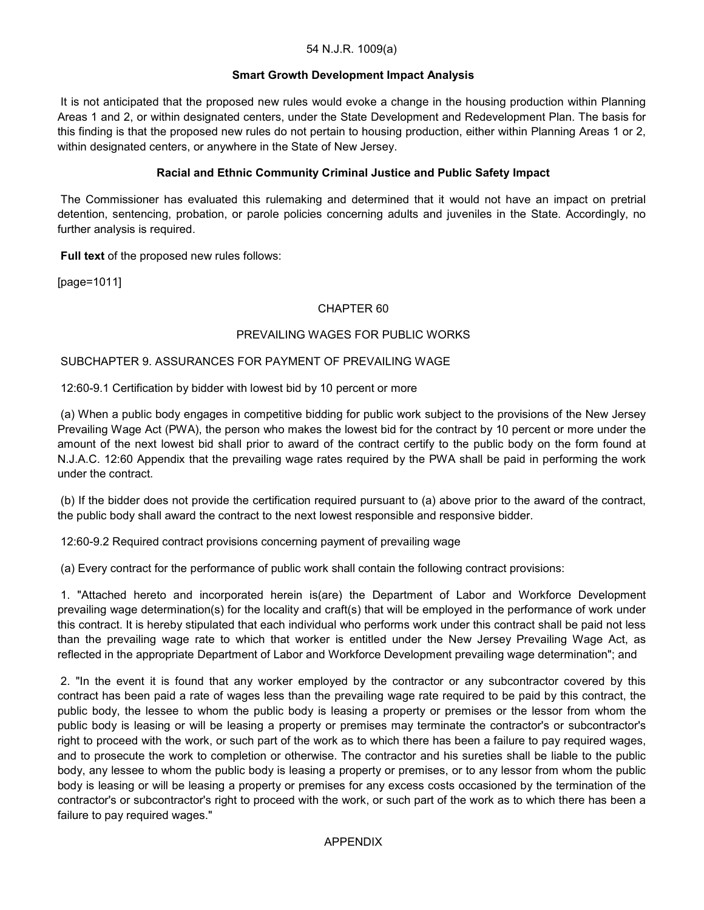54 N.J.R. 1009(a)

### Smart Growth Development Impact Analysis

It is not anticipated that the proposed new rules would evoke a change in the housing production within Planning Areas 1 and 2, or within designated centers, under the State Development and Redevelopment Plan. The basis for this finding is that the proposed new rules do not pertain to housing production, either within Planning Areas 1 or 2, within designated centers, or anywhere in the State of New Jersey.

### Racial and Ethnic Community Criminal Justice and Public Safety Impact

The Commissioner has evaluated this rulemaking and determined that it would not have an impact on pretrial detention, sentencing, probation, or parole policies concerning adults and juveniles in the State. Accordingly, no further analysis is required.

**Full text** of the proposed new rules follows:

[page=1011]

CHAPTER 60

PREVAILING WAGES FOR PUBLIC WORKS

SUBCHAPTER 9. ASSURANCES FOR PAYMENT OF PREVAILING WAGE

12:60-9.1 Certification by bidder with lowest bid by 10 percent or more

(a) When a public body engages in competitive bidding for public work subject to the provisions of the New Jersey Prevailing Wage Act (PWA), the person who makes the lowest bid for the contract by 10 percent or more under the amount of the next lowest bid shall prior to award of the contract certify to the public body on the form found at N.J.A.C. 12:60 Appendix that the prevailing wage rates required by the PWA shall be paid in performing the work under the contract.

(b) If the bidder does not provide the certification required pursuant to (a) above prior to the award of the contract, the public body shall award the contract to the next lowest responsible and responsive bidder.

12:60-9.2 Required contract provisions concerning payment of prevailing wage

(a) Every contract for the performance of public work shall contain the following contract provisions:

1. "Attached hereto and incorporated herein is(are) the Department of Labor and Workforce Development prevailing wage determination(s) for the locality and craft(s) that will be employed in the performance of work under this contract. It is hereby stipulated that each individual who performs work under this contract shall be paid not less than the prevailing wage rate to which that worker is entitled under the New Jersey Prevailing Wage Act, as reflected in the appropriate Department of Labor and Workforce Development prevailing wage determination"; and

2. "In the event it is found that any worker employed by the contractor or any subcontractor covered by this contract has been paid a rate of wages less than the prevailing wage rate required to be paid by this contract, the public body, the lessee to whom the public body is leasing a property or premises or the lessor from whom the public body is leasing or will be leasing a property or premises may terminate the contractor's or subcontractor's right to proceed with the work, or such part of the work as to which there has been a failure to pay required wages, and to prosecute the work to completion or otherwise. The contractor and his sureties shall be liable to the public body, any lessee to whom the public body is leasing a property or premises, or to any lessor from whom the public body is leasing or will be leasing a property or premises for any excess costs occasioned by the termination of the contractor's or subcontractor's right to proceed with the work, or such part of the work as to which there has been a failure to pay required wages."

APPENDIX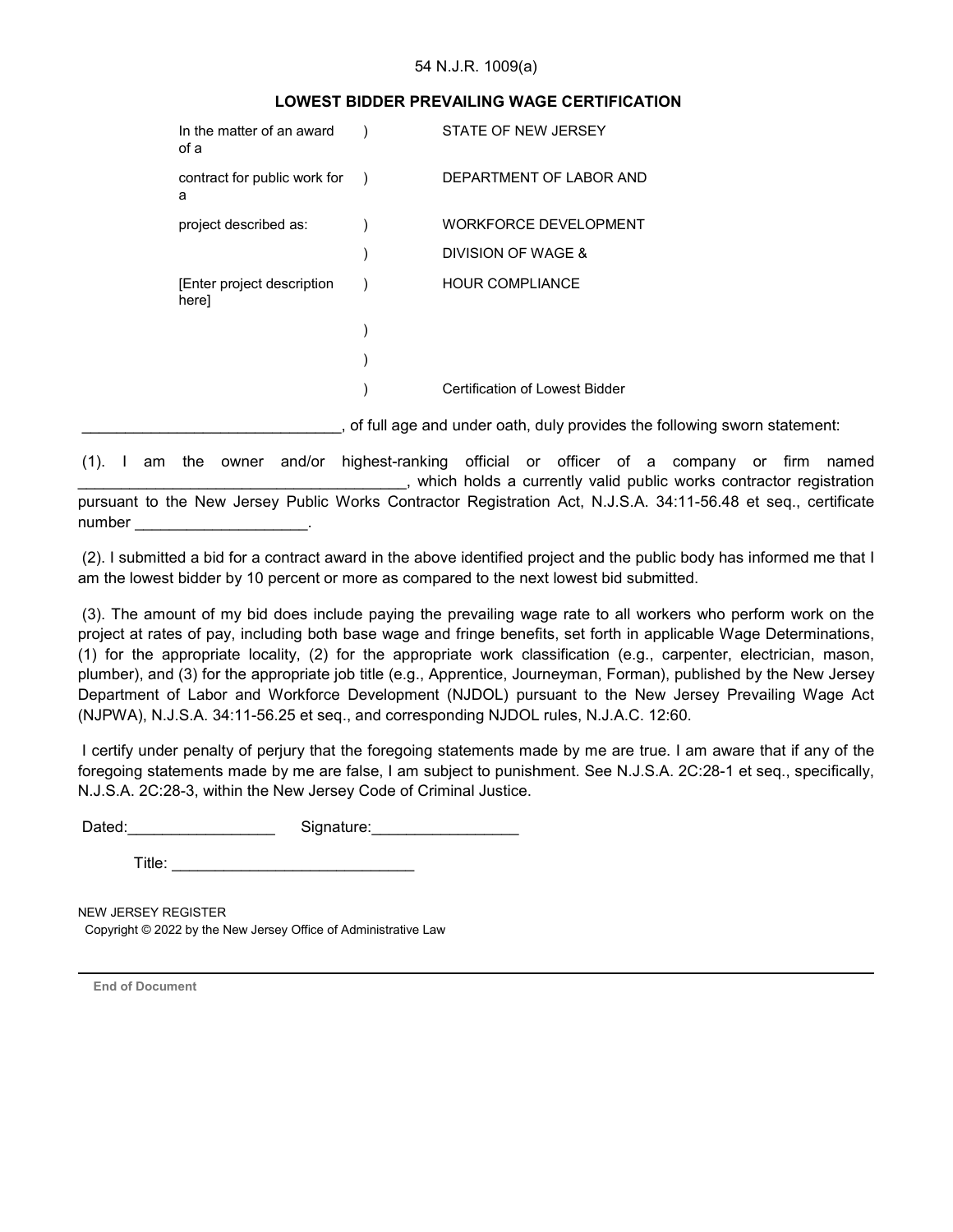54 N.J.R. 1009(a)

**LOWEST BIDDER PREVAILING WAGE CERTIFICATION**

| | | |
|---|---|---|
| In the matter of an award of a | ) | STATE OF NEW JERSEY |
| contract for public work for a | ) | DEPARTMENT OF LABOR AND |
| project described as: | ) | WORKFORCE DEVELOPMENT |
| | ) | DIVISION OF WAGE & |
| [Enter project description here] | ) | HOUR COMPLIANCE |
| | ) | |
| | ) | |
| | ) | Certification of Lowest Bidder |

______________________________, of full age and under oath, duly provides the following sworn statement:

(1). I am the owner and/or highest-ranking official or officer of a company or firm named ____________________________________, which holds a currently valid public works contractor registration pursuant to the New Jersey Public Works Contractor Registration Act, N.J.S.A. 34:11-56.48 et seq., certificate number ___________________.

(2). I submitted a bid for a contract award in the above identified project and the public body has informed me that I am the lowest bidder by 10 percent or more as compared to the next lowest bid submitted.

(3). The amount of my bid does include paying the prevailing wage rate to all workers who perform work on the project at rates of pay, including both base wage and fringe benefits, set forth in applicable Wage Determinations, (1) for the appropriate locality, (2) for the appropriate work classification (e.g., carpenter, electrician, mason, plumber), and (3) for the appropriate job title (e.g., Apprentice, Journeyman, Forman), published by the New Jersey Department of Labor and Workforce Development (NJDOL) pursuant to the New Jersey Prevailing Wage Act (NJPWA), N.J.S.A. 34:11-56.25 et seq., and corresponding NJDOL rules, N.J.A.C. 12:60.

I certify under penalty of perjury that the foregoing statements made by me are true. I am aware that if any of the foregoing statements made by me are false, I am subject to punishment. See N.J.S.A. 2C:28-1 et seq., specifically, N.J.S.A. 2C:28-3, within the New Jersey Code of Criminal Justice.

Dated:_________________ Signature:_________________

Title: ___________________________

NEW JERSEY REGISTER
Copyright © 2022 by the New Jersey Office of Administrative Law

End of Document